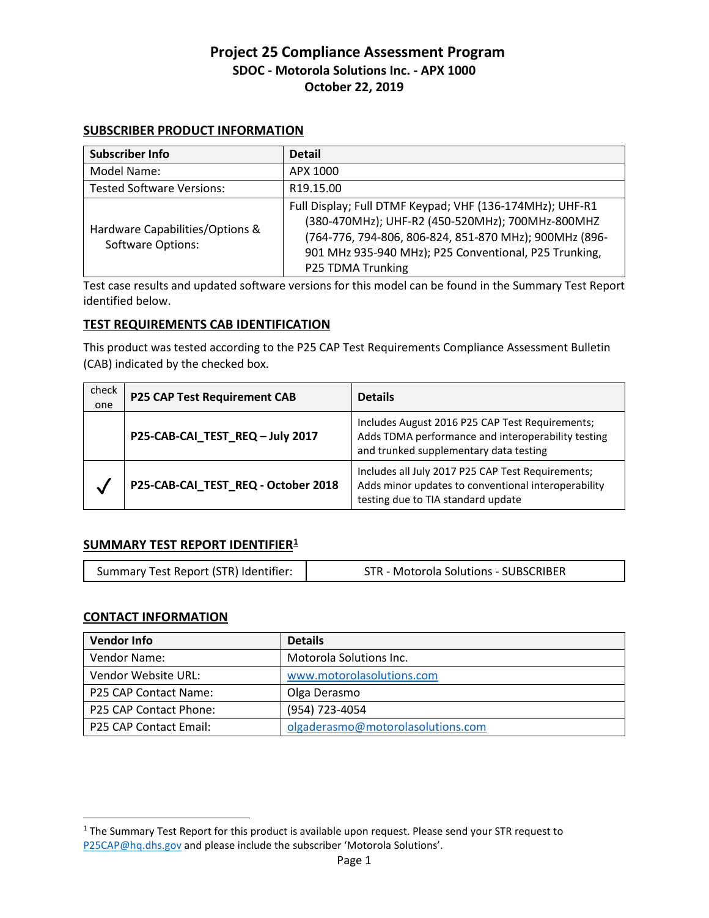# Project 25 Compliance Assessment Program

## SDOC - Motorola Solutions Inc. - APX 1000

## October 22, 2019

### SUBSCRIBER PRODUCT INFORMATION

| Subscriber Info | Detail |
|---|---|
| Model Name: | APX 1000 |
| Tested Software Versions: | R19.15.00 |
| Hardware Capabilities/Options & Software Options: | Full Display; Full DTMF Keypad; VHF (136-174MHz); UHF-R1 (380-470MHz); UHF-R2 (450-520MHz); 700MHz-800MHZ (764-776, 794-806, 806-824, 851-870 MHz); 900MHz (896-901 MHz 935-940 MHz); P25 Conventional, P25 Trunking, P25 TDMA Trunking |

Test case results and updated software versions for this model can be found in the Summary Test Report identified below.

### TEST REQUIREMENTS CAB IDENTIFICATION

This product was tested according to the P25 CAP Test Requirements Compliance Assessment Bulletin (CAB) indicated by the checked box.

| check one | P25 CAP Test Requirement CAB | Details |
|---|---|---|
| | **P25-CAB-CAI_TEST_REQ – July 2017** | Includes August 2016 P25 CAP Test Requirements; Adds TDMA performance and interoperability testing and trunked supplementary data testing |
| ✓ | **P25-CAB-CAI_TEST_REQ - October 2018** | Includes all July 2017 P25 CAP Test Requirements; Adds minor updates to conventional interoperability testing due to TIA standard update |

### SUMMARY TEST REPORT IDENTIFIER[1]

| Summary Test Report (STR) Identifier: | STR - Motorola Solutions - SUBSCRIBER |
|---|---|

### CONTACT INFORMATION

| Vendor Info | Details |
|---|---|
| Vendor Name: | Motorola Solutions Inc. |
| Vendor Website URL: | www.motorolasolutions.com |
| P25 CAP Contact Name: | Olga Derasmo |
| P25 CAP Contact Phone: | (954) 723-4054 |
| P25 CAP Contact Email: | olgaderasmo@motorolasolutions.com |

---

[1] The Summary Test Report for this product is available upon request. Please send your STR request to P25CAP@hq.dhs.gov and please include the subscriber 'Motorola Solutions'.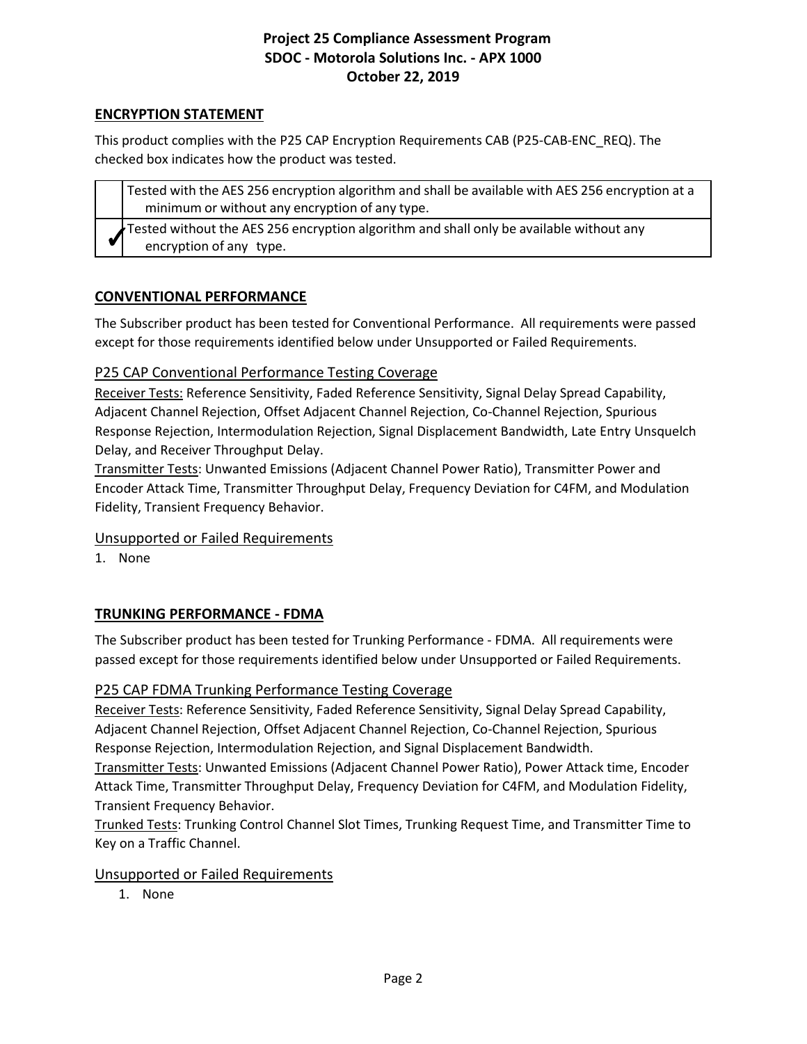## ENCRYPTION STATEMENT

This product complies with the P25 CAP Encryption Requirements CAB (P25-CAB-ENC_REQ). The checked box indicates how the product was tested.

| | |
|---|---|
| | Tested with the AES 256 encryption algorithm and shall be available with AES 256 encryption at a minimum or without any encryption of any type. |
| ✔ | Tested without the AES 256 encryption algorithm and shall only be available without any encryption of any type. |

## CONVENTIONAL PERFORMANCE

The Subscriber product has been tested for Conventional Performance. All requirements were passed except for those requirements identified below under Unsupported or Failed Requirements.

### P25 CAP Conventional Performance Testing Coverage

Receiver Tests: Reference Sensitivity, Faded Reference Sensitivity, Signal Delay Spread Capability, Adjacent Channel Rejection, Offset Adjacent Channel Rejection, Co-Channel Rejection, Spurious Response Rejection, Intermodulation Rejection, Signal Displacement Bandwidth, Late Entry Unsquelch Delay, and Receiver Throughput Delay.

Transmitter Tests: Unwanted Emissions (Adjacent Channel Power Ratio), Transmitter Power and Encoder Attack Time, Transmitter Throughput Delay, Frequency Deviation for C4FM, and Modulation Fidelity, Transient Frequency Behavior.

### Unsupported or Failed Requirements

1. None

## TRUNKING PERFORMANCE - FDMA

The Subscriber product has been tested for Trunking Performance - FDMA. All requirements were passed except for those requirements identified below under Unsupported or Failed Requirements.

### P25 CAP FDMA Trunking Performance Testing Coverage

Receiver Tests: Reference Sensitivity, Faded Reference Sensitivity, Signal Delay Spread Capability, Adjacent Channel Rejection, Offset Adjacent Channel Rejection, Co-Channel Rejection, Spurious Response Rejection, Intermodulation Rejection, and Signal Displacement Bandwidth.

Transmitter Tests: Unwanted Emissions (Adjacent Channel Power Ratio), Power Attack time, Encoder Attack Time, Transmitter Throughput Delay, Frequency Deviation for C4FM, and Modulation Fidelity, Transient Frequency Behavior.

Trunked Tests: Trunking Control Channel Slot Times, Trunking Request Time, and Transmitter Time to Key on a Traffic Channel.

### Unsupported or Failed Requirements

1. None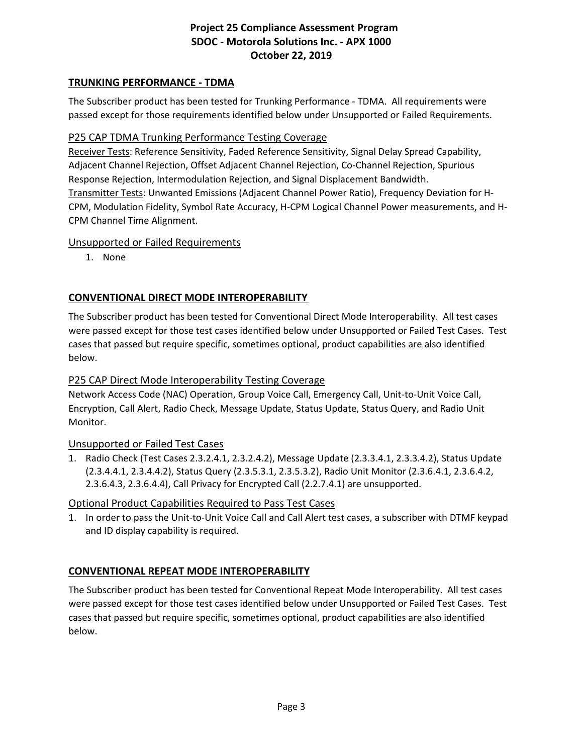## TRUNKING PERFORMANCE - TDMA

The Subscriber product has been tested for Trunking Performance - TDMA. All requirements were passed except for those requirements identified below under Unsupported or Failed Requirements.

### P25 CAP TDMA Trunking Performance Testing Coverage

Receiver Tests: Reference Sensitivity, Faded Reference Sensitivity, Signal Delay Spread Capability, Adjacent Channel Rejection, Offset Adjacent Channel Rejection, Co-Channel Rejection, Spurious Response Rejection, Intermodulation Rejection, and Signal Displacement Bandwidth.
Transmitter Tests: Unwanted Emissions (Adjacent Channel Power Ratio), Frequency Deviation for H-CPM, Modulation Fidelity, Symbol Rate Accuracy, H-CPM Logical Channel Power measurements, and H-CPM Channel Time Alignment.

### Unsupported or Failed Requirements

1. None

## CONVENTIONAL DIRECT MODE INTEROPERABILITY

The Subscriber product has been tested for Conventional Direct Mode Interoperability. All test cases were passed except for those test cases identified below under Unsupported or Failed Test Cases. Test cases that passed but require specific, sometimes optional, product capabilities are also identified below.

### P25 CAP Direct Mode Interoperability Testing Coverage

Network Access Code (NAC) Operation, Group Voice Call, Emergency Call, Unit-to-Unit Voice Call, Encryption, Call Alert, Radio Check, Message Update, Status Update, Status Query, and Radio Unit Monitor.

### Unsupported or Failed Test Cases

1. Radio Check (Test Cases 2.3.2.4.1, 2.3.2.4.2), Message Update (2.3.3.4.1, 2.3.3.4.2), Status Update (2.3.4.4.1, 2.3.4.4.2), Status Query (2.3.5.3.1, 2.3.5.3.2), Radio Unit Monitor (2.3.6.4.1, 2.3.6.4.2, 2.3.6.4.3, 2.3.6.4.4), Call Privacy for Encrypted Call (2.2.7.4.1) are unsupported.

### Optional Product Capabilities Required to Pass Test Cases

1. In order to pass the Unit-to-Unit Voice Call and Call Alert test cases, a subscriber with DTMF keypad and ID display capability is required.

## CONVENTIONAL REPEAT MODE INTEROPERABILITY

The Subscriber product has been tested for Conventional Repeat Mode Interoperability. All test cases were passed except for those test cases identified below under Unsupported or Failed Test Cases. Test cases that passed but require specific, sometimes optional, product capabilities are also identified below.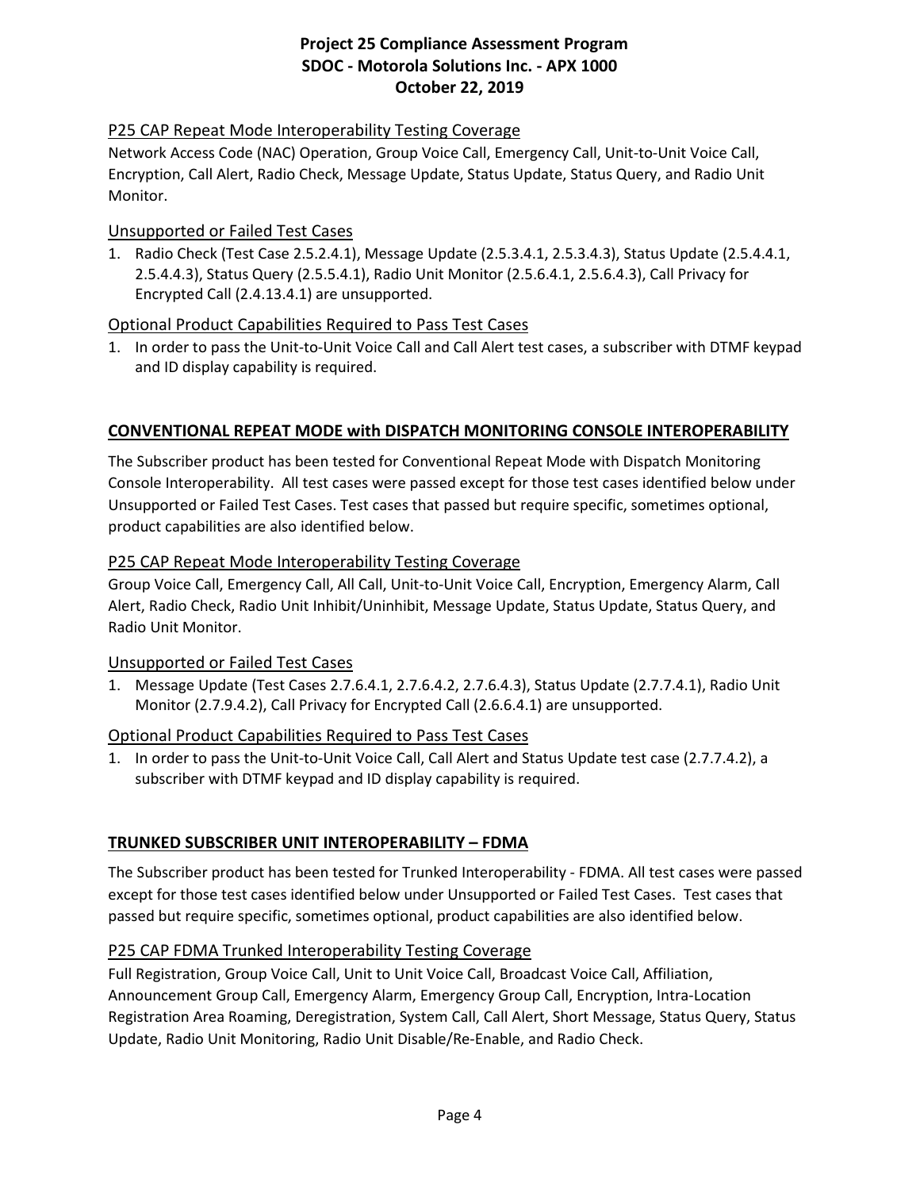### P25 CAP Repeat Mode Interoperability Testing Coverage

Network Access Code (NAC) Operation, Group Voice Call, Emergency Call, Unit-to-Unit Voice Call, Encryption, Call Alert, Radio Check, Message Update, Status Update, Status Query, and Radio Unit Monitor.

### Unsupported or Failed Test Cases

1. Radio Check (Test Case 2.5.2.4.1), Message Update (2.5.3.4.1, 2.5.3.4.3), Status Update (2.5.4.4.1, 2.5.4.4.3), Status Query (2.5.5.4.1), Radio Unit Monitor (2.5.6.4.1, 2.5.6.4.3), Call Privacy for Encrypted Call (2.4.13.4.1) are unsupported.

### Optional Product Capabilities Required to Pass Test Cases

1. In order to pass the Unit-to-Unit Voice Call and Call Alert test cases, a subscriber with DTMF keypad and ID display capability is required.

## CONVENTIONAL REPEAT MODE with DISPATCH MONITORING CONSOLE INTEROPERABILITY

The Subscriber product has been tested for Conventional Repeat Mode with Dispatch Monitoring Console Interoperability. All test cases were passed except for those test cases identified below under Unsupported or Failed Test Cases. Test cases that passed but require specific, sometimes optional, product capabilities are also identified below.

### P25 CAP Repeat Mode Interoperability Testing Coverage

Group Voice Call, Emergency Call, All Call, Unit-to-Unit Voice Call, Encryption, Emergency Alarm, Call Alert, Radio Check, Radio Unit Inhibit/Uninhibit, Message Update, Status Update, Status Query, and Radio Unit Monitor.

### Unsupported or Failed Test Cases

1. Message Update (Test Cases 2.7.6.4.1, 2.7.6.4.2, 2.7.6.4.3), Status Update (2.7.7.4.1), Radio Unit Monitor (2.7.9.4.2), Call Privacy for Encrypted Call (2.6.6.4.1) are unsupported.

### Optional Product Capabilities Required to Pass Test Cases

1. In order to pass the Unit-to-Unit Voice Call, Call Alert and Status Update test case (2.7.7.4.2), a subscriber with DTMF keypad and ID display capability is required.

## TRUNKED SUBSCRIBER UNIT INTEROPERABILITY – FDMA

The Subscriber product has been tested for Trunked Interoperability - FDMA. All test cases were passed except for those test cases identified below under Unsupported or Failed Test Cases. Test cases that passed but require specific, sometimes optional, product capabilities are also identified below.

### P25 CAP FDMA Trunked Interoperability Testing Coverage

Full Registration, Group Voice Call, Unit to Unit Voice Call, Broadcast Voice Call, Affiliation, Announcement Group Call, Emergency Alarm, Emergency Group Call, Encryption, Intra-Location Registration Area Roaming, Deregistration, System Call, Call Alert, Short Message, Status Query, Status Update, Radio Unit Monitoring, Radio Unit Disable/Re-Enable, and Radio Check.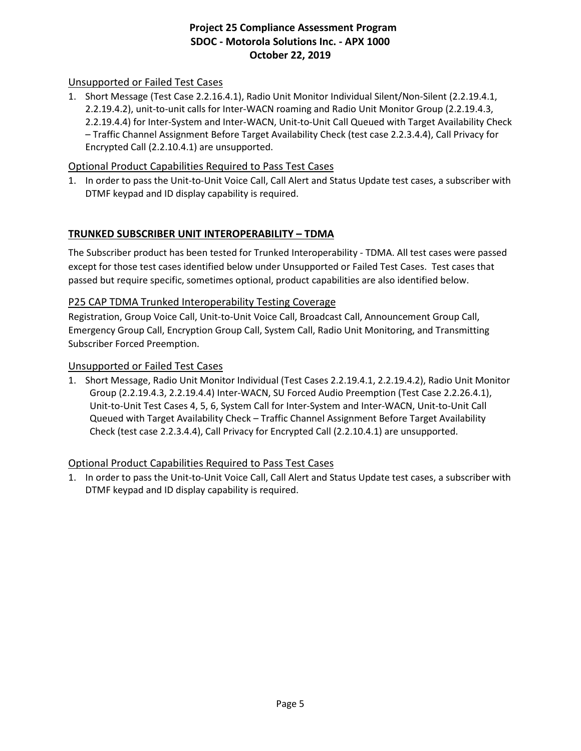### Unsupported or Failed Test Cases

1. Short Message (Test Case 2.2.16.4.1), Radio Unit Monitor Individual Silent/Non-Silent (2.2.19.4.1, 2.2.19.4.2), unit-to-unit calls for Inter-WACN roaming and Radio Unit Monitor Group (2.2.19.4.3, 2.2.19.4.4) for Inter-System and Inter-WACN, Unit-to-Unit Call Queued with Target Availability Check – Traffic Channel Assignment Before Target Availability Check (test case 2.2.3.4.4), Call Privacy for Encrypted Call (2.2.10.4.1) are unsupported.

### Optional Product Capabilities Required to Pass Test Cases

1. In order to pass the Unit-to-Unit Voice Call, Call Alert and Status Update test cases, a subscriber with DTMF keypad and ID display capability is required.

## TRUNKED SUBSCRIBER UNIT INTEROPERABILITY – TDMA

The Subscriber product has been tested for Trunked Interoperability - TDMA. All test cases were passed except for those test cases identified below under Unsupported or Failed Test Cases. Test cases that passed but require specific, sometimes optional, product capabilities are also identified below.

### P25 CAP TDMA Trunked Interoperability Testing Coverage

Registration, Group Voice Call, Unit-to-Unit Voice Call, Broadcast Call, Announcement Group Call, Emergency Group Call, Encryption Group Call, System Call, Radio Unit Monitoring, and Transmitting Subscriber Forced Preemption.

### Unsupported or Failed Test Cases

1. Short Message, Radio Unit Monitor Individual (Test Cases 2.2.19.4.1, 2.2.19.4.2), Radio Unit Monitor Group (2.2.19.4.3, 2.2.19.4.4) Inter-WACN, SU Forced Audio Preemption (Test Case 2.2.26.4.1), Unit-to-Unit Test Cases 4, 5, 6, System Call for Inter-System and Inter-WACN, Unit-to-Unit Call Queued with Target Availability Check – Traffic Channel Assignment Before Target Availability Check (test case 2.2.3.4.4), Call Privacy for Encrypted Call (2.2.10.4.1) are unsupported.

### Optional Product Capabilities Required to Pass Test Cases

1. In order to pass the Unit-to-Unit Voice Call, Call Alert and Status Update test cases, a subscriber with DTMF keypad and ID display capability is required.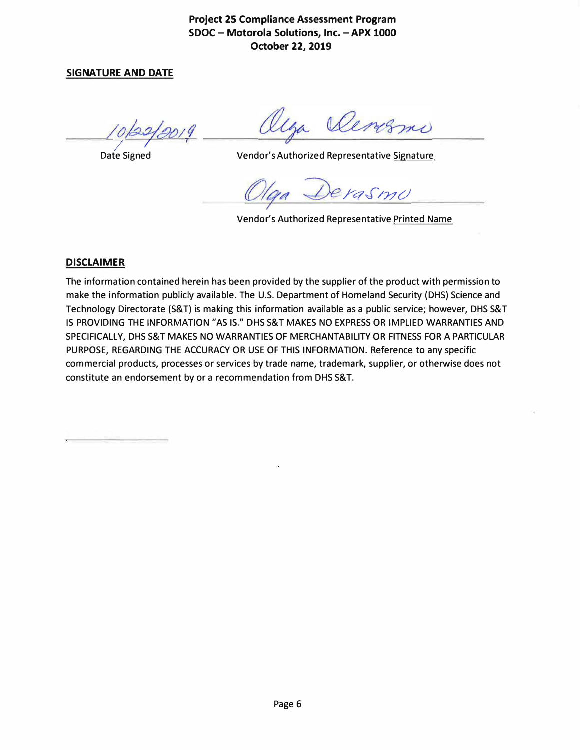## SIGNATURE AND DATE

10/22/2019

Date Signed

Olga Derasmo

Vendor's Authorized Representative Signature

Olga Derasmo

Vendor's Authorized Representative Printed Name

## DISCLAIMER

The information contained herein has been provided by the supplier of the product with permission to make the information publicly available. The U.S. Department of Homeland Security (DHS) Science and Technology Directorate (S&T) is making this information available as a public service; however, DHS S&T IS PROVIDING THE INFORMATION "AS IS." DHS S&T MAKES NO EXPRESS OR IMPLIED WARRANTIES AND SPECIFICALLY, DHS S&T MAKES NO WARRANTIES OF MERCHANTABILITY OR FITNESS FOR A PARTICULAR PURPOSE, REGARDING THE ACCURACY OR USE OF THIS INFORMATION. Reference to any specific commercial products, processes or services by trade name, trademark, supplier, or otherwise does not constitute an endorsement by or a recommendation from DHS S&T.